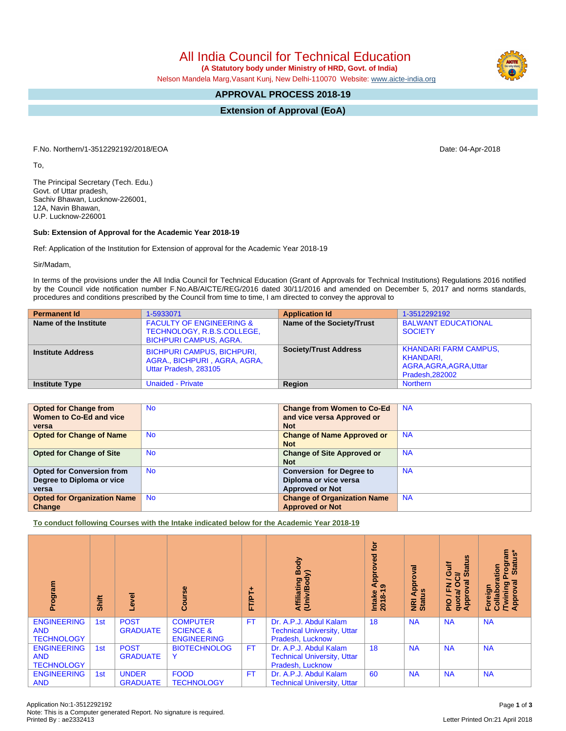# All India Council for Technical Education

**(A Statutory body under Ministry of HRD, Govt. of India)**

Nelson Mandela Marg,Vasant Kunj, New Delhi-110070 Website: www.aicte-india.org

## APPROVAL PROCESS 2018-19

## Extension of Approval (EoA)

F.No. Northern/1-3512292192/2018/EOA

Date: 04-Apr-2018

To,

The Principal Secretary (Tech. Edu.)
Govt. of Uttar pradesh,
Sachiv Bhawan, Lucknow-226001,
12A, Navin Bhawan,
U.P. Lucknow-226001

**Sub: Extension of Approval for the Academic Year 2018-19**

Ref: Application of the Institution for Extension of approval for the Academic Year 2018-19

Sir/Madam,

In terms of the provisions under the All India Council for Technical Education (Grant of Approvals for Technical Institutions) Regulations 2016 notified by the Council vide notification number F.No.AB/AICTE/REG/2016 dated 30/11/2016 and amended on December 5, 2017 and norms standards, procedures and conditions prescribed by the Council from time to time, I am directed to convey the approval to

| **Permanent Id** | 1-5933071 | **Application Id** | 1-3512292192 |
|---|---|---|---|
| **Name of the Institute** | FACULTY OF ENGINEERING & TECHNOLOGY, R.B.S.COLLEGE, BICHPURI CAMPUS, AGRA. | **Name of the Society/Trust** | BALWANT EDUCATIONAL SOCIETY |
| **Institute Address** | BICHPURI CAMPUS, BICHPURI, AGRA., BICHPURI , AGRA, AGRA, Uttar Pradesh, 283105 | **Society/Trust Address** | KHANDARI FARM CAMPUS, KHANDARI, AGRA,AGRA,AGRA,Uttar Pradesh,282002 |
| **Institute Type** | Unaided - Private | **Region** | Northern |

| **Opted for Change from Women to Co-Ed and vice versa** | No | **Change from Women to Co-Ed and vice versa Approved or Not** | NA |
|---|---|---|---|
| **Opted for Change of Name** | No | **Change of Name Approved or Not** | NA |
| **Opted for Change of Site** | No | **Change of Site Approved or Not** | NA |
| **Opted for Conversion from Degree to Diploma or vice versa** | No | **Conversion for Degree to Diploma or vice versa Approved or Not** | NA |
| **Opted for Organization Name Change** | No | **Change of Organization Name Approved or Not** | NA |

**To conduct following Courses with the Intake indicated below for the Academic Year 2018-19**

| Program | Shift | Level | Course | FT/PT+ | Affiliating Body (Univ/Body) | Intake Approved for 2018-19 | NRI Approval Status | PIO / FN / Gulf quota/ OCI/ Approval Status | Foreign Collaboration /Twining Program Approval Status* |
|---|---|---|---|---|---|---|---|---|---|
| ENGINEERING AND TECHNOLOGY | 1st | POST GRADUATE | COMPUTER SCIENCE & ENGINEERING | FT | Dr. A.P.J. Abdul Kalam Technical University, Uttar Pradesh, Lucknow | 18 | NA | NA | NA |
| ENGINEERING AND TECHNOLOGY | 1st | POST GRADUATE | BIOTECHNOLOGY | FT | Dr. A.P.J. Abdul Kalam Technical University, Uttar Pradesh, Lucknow | 18 | NA | NA | NA |
| ENGINEERING AND | 1st | UNDER GRADUATE | FOOD TECHNOLOGY | FT | Dr. A.P.J. Abdul Kalam Technical University, Uttar | 60 | NA | NA | NA |

Application No:1-3512292192
Note: This is a Computer generated Report. No signature is required.
Printed By : ae2332413

Letter Printed On:21 April 2018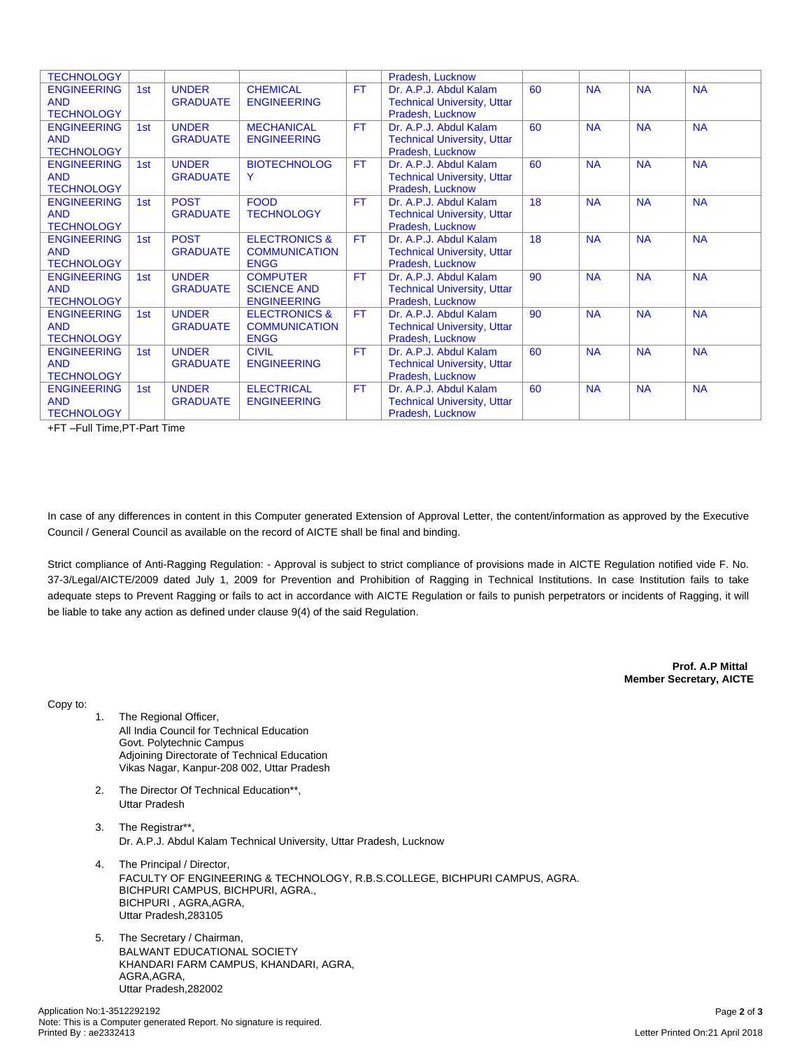| | | | | | | | | | |
|---|---|---|---|---|---|---|---|---|---|
| TECHNOLOGY | | | | | Pradesh, Lucknow | | | | |
| ENGINEERING AND TECHNOLOGY | 1st | UNDER GRADUATE | CHEMICAL ENGINEERING | FT | Dr. A.P.J. Abdul Kalam Technical University, Uttar Pradesh, Lucknow | 60 | NA | NA | NA |
| ENGINEERING AND TECHNOLOGY | 1st | UNDER GRADUATE | MECHANICAL ENGINEERING | FT | Dr. A.P.J. Abdul Kalam Technical University, Uttar Pradesh, Lucknow | 60 | NA | NA | NA |
| ENGINEERING AND TECHNOLOGY | 1st | UNDER GRADUATE | BIOTECHNOLOGY | FT | Dr. A.P.J. Abdul Kalam Technical University, Uttar Pradesh, Lucknow | 60 | NA | NA | NA |
| ENGINEERING AND TECHNOLOGY | 1st | POST GRADUATE | FOOD TECHNOLOGY | FT | Dr. A.P.J. Abdul Kalam Technical University, Uttar Pradesh, Lucknow | 18 | NA | NA | NA |
| ENGINEERING AND TECHNOLOGY | 1st | POST GRADUATE | ELECTRONICS & COMMUNICATION ENGG | FT | Dr. A.P.J. Abdul Kalam Technical University, Uttar Pradesh, Lucknow | 18 | NA | NA | NA |
| ENGINEERING AND TECHNOLOGY | 1st | UNDER GRADUATE | COMPUTER SCIENCE AND ENGINEERING | FT | Dr. A.P.J. Abdul Kalam Technical University, Uttar Pradesh, Lucknow | 90 | NA | NA | NA |
| ENGINEERING AND TECHNOLOGY | 1st | UNDER GRADUATE | ELECTRONICS & COMMUNICATION ENGG | FT | Dr. A.P.J. Abdul Kalam Technical University, Uttar Pradesh, Lucknow | 90 | NA | NA | NA |
| ENGINEERING AND TECHNOLOGY | 1st | UNDER GRADUATE | CIVIL ENGINEERING | FT | Dr. A.P.J. Abdul Kalam Technical University, Uttar Pradesh, Lucknow | 60 | NA | NA | NA |
| ENGINEERING AND TECHNOLOGY | 1st | UNDER GRADUATE | ELECTRICAL ENGINEERING | FT | Dr. A.P.J. Abdul Kalam Technical University, Uttar Pradesh, Lucknow | 60 | NA | NA | NA |

+FT –Full Time,PT-Part Time

In case of any differences in content in this Computer generated Extension of Approval Letter, the content/information as approved by the Executive Council / General Council as available on the record of AICTE shall be final and binding.

Strict compliance of Anti-Ragging Regulation: - Approval is subject to strict compliance of provisions made in AICTE Regulation notified vide F. No. 37-3/Legal/AICTE/2009 dated July 1, 2009 for Prevention and Prohibition of Ragging in Technical Institutions. In case Institution fails to take adequate steps to Prevent Ragging or fails to act in accordance with AICTE Regulation or fails to punish perpetrators or incidents of Ragging, it will be liable to take any action as defined under clause 9(4) of the said Regulation.

**Prof. A.P Mittal**
**Member Secretary, AICTE**

Copy to:

1. The Regional Officer,
   All India Council for Technical Education
   Govt. Polytechnic Campus
   Adjoining Directorate of Technical Education
   Vikas Nagar, Kanpur-208 002, Uttar Pradesh

2. The Director Of Technical Education**,
   Uttar Pradesh

3. The Registrar**,
   Dr. A.P.J. Abdul Kalam Technical University, Uttar Pradesh, Lucknow

4. The Principal / Director,
   FACULTY OF ENGINEERING & TECHNOLOGY, R.B.S.COLLEGE, BICHPURI CAMPUS, AGRA.
   BICHPURI CAMPUS, BICHPURI, AGRA.,
   BICHPURI , AGRA,AGRA,
   Uttar Pradesh,283105

5. The Secretary / Chairman,
   BALWANT EDUCATIONAL SOCIETY
   KHANDARI FARM CAMPUS, KHANDARI, AGRA,
   AGRA,AGRA,
   Uttar Pradesh,282002

Application No:1-3512292192
Note: This is a Computer generated Report. No signature is required.
Printed By : ae2332413

Letter Printed On:21 April 2018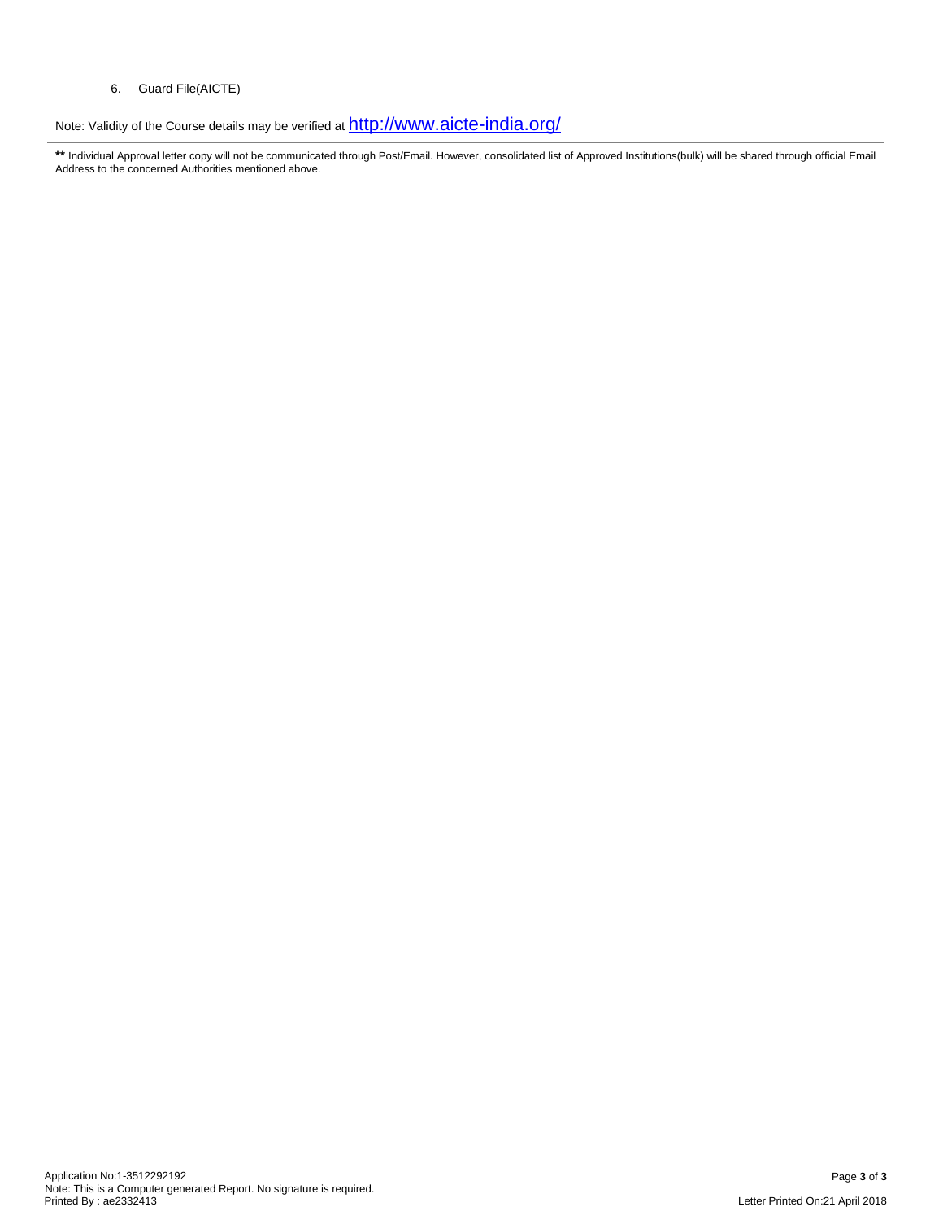6. Guard File(AICTE)

Note: Validity of the Course details may be verified at http://www.aicte-india.org/

---

** Individual Approval letter copy will not be communicated through Post/Email. However, consolidated list of Approved Institutions(bulk) will be shared through official Email Address to the concerned Authorities mentioned above.

Application No:1-3512292192
Note: This is a Computer generated Report. No signature is required.
Printed By : ae2332413

Letter Printed On:21 April 2018